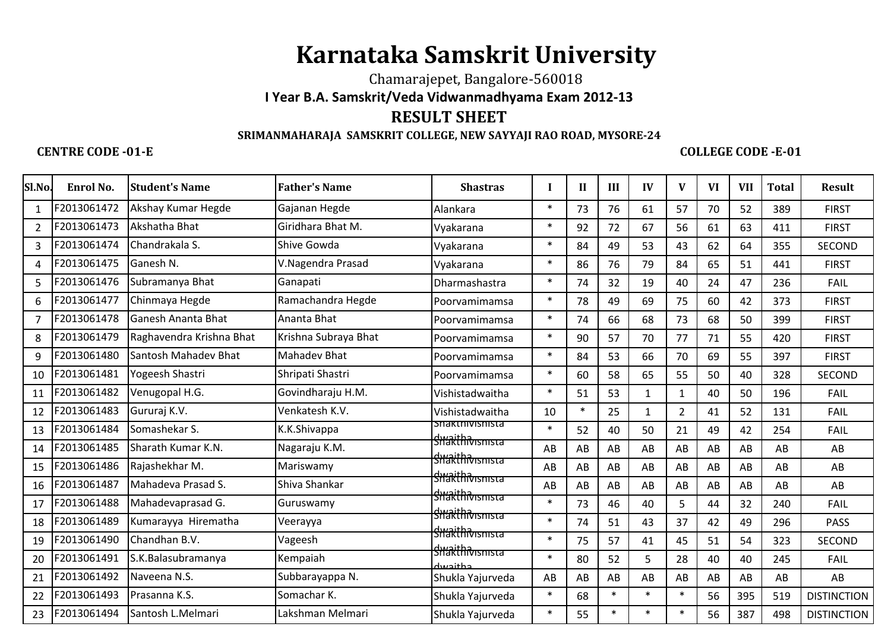# Karnataka Samskrit University

Chamarajepet, Bangalore-560018

**I Year B.A. Samskrit/Veda Vidwanmadhyama Exam 2012-13**

## RESULT SHEET

**SRIMANMAHARAJA SAMSKRIT COLLEGE, NEW SAYYAJI RAO ROAD, MYSORE-24**

**CENTRE CODE -01-E** **COLLEGE CODE -E-01**

| Sl.No. | Enrol No. | Student's Name | Father's Name | Shastras | I | II | III | IV | V | VI | VII | Total | Result |
|---|---|---|---|---|---|---|---|---|---|---|---|---|---|
| 1 | F2013061472 | Akshay Kumar Hegde | Gajanan Hegde | Alankara | * | 73 | 76 | 61 | 57 | 70 | 52 | 389 | FIRST |
| 2 | F2013061473 | Akshatha Bhat | Giridhara Bhat M. | Vyakarana | * | 92 | 72 | 67 | 56 | 61 | 63 | 411 | FIRST |
| 3 | F2013061474 | Chandrakala S. | Shive Gowda | Vyakarana | * | 84 | 49 | 53 | 43 | 62 | 64 | 355 | SECOND |
| 4 | F2013061475 | Ganesh N. | V.Nagendra Prasad | Vyakarana | * | 86 | 76 | 79 | 84 | 65 | 51 | 441 | FIRST |
| 5 | F2013061476 | Subramanya Bhat | Ganapati | Dharmashastra | * | 74 | 32 | 19 | 40 | 24 | 47 | 236 | FAIL |
| 6 | F2013061477 | Chinmaya Hegde | Ramachandra Hegde | Poorvamimamsa | * | 78 | 49 | 69 | 75 | 60 | 42 | 373 | FIRST |
| 7 | F2013061478 | Ganesh Ananta Bhat | Ananta Bhat | Poorvamimamsa | * | 74 | 66 | 68 | 73 | 68 | 50 | 399 | FIRST |
| 8 | F2013061479 | Raghavendra Krishna Bhat | Krishna Subraya Bhat | Poorvamimamsa | * | 90 | 57 | 70 | 77 | 71 | 55 | 420 | FIRST |
| 9 | F2013061480 | Santosh Mahadev Bhat | Mahadev Bhat | Poorvamimamsa | * | 84 | 53 | 66 | 70 | 69 | 55 | 397 | FIRST |
| 10 | F2013061481 | Yogeesh Shastri | Shripati Shastri | Poorvamimamsa | * | 60 | 58 | 65 | 55 | 50 | 40 | 328 | SECOND |
| 11 | F2013061482 | Venugopal H.G. | Govindharaju H.M. | Vishistadwaitha | * | 51 | 53 | 1 | 1 | 40 | 50 | 196 | FAIL |
| 12 | F2013061483 | Gururaj K.V. | Venkatesh K.V. | Vishistadwaitha | 10 | * | 25 | 1 | 2 | 41 | 52 | 131 | FAIL |
| 13 | F2013061484 | Somashekar S. | K.K.Shivappa | Shakthivishista dwaitha | * | 52 | 40 | 50 | 21 | 49 | 42 | 254 | FAIL |
| 14 | F2013061485 | Sharath Kumar K.N. | Nagaraju K.M. | Shakthivishista dwaitha | AB | AB | AB | AB | AB | AB | AB | AB | AB |
| 15 | F2013061486 | Rajashekhar M. | Mariswamy | Shakthivishista dwaitha | AB | AB | AB | AB | AB | AB | AB | AB | AB |
| 16 | F2013061487 | Mahadeva Prasad S. | Shiva Shankar | Shakthivishista dwaitha | AB | AB | AB | AB | AB | AB | AB | AB | AB |
| 17 | F2013061488 | Mahadevaprasad G. | Guruswamy | Shakthivishista dwaitha | * | 73 | 46 | 40 | 5 | 44 | 32 | 240 | FAIL |
| 18 | F2013061489 | Kumarayya Hirematha | Veerayya | Shakthivishista dwaitha | * | 74 | 51 | 43 | 37 | 42 | 49 | 296 | PASS |
| 19 | F2013061490 | Chandhan B.V. | Vageesh | Shakthivishista dwaitha | * | 75 | 57 | 41 | 45 | 51 | 54 | 323 | SECOND |
| 20 | F2013061491 | S.K.Balasubramanya | Kempaiah | Shakthivishista dwaitha | * | 80 | 52 | 5 | 28 | 40 | 40 | 245 | FAIL |
| 21 | F2013061492 | Naveena N.S. | Subbarayappa N. | Shukla Yajurveda | AB | AB | AB | AB | AB | AB | AB | AB | AB |
| 22 | F2013061493 | Prasanna K.S. | Somachar K. | Shukla Yajurveda | * | 68 | * | * | * | 56 | 395 | 519 | DISTINCTION |
| 23 | F2013061494 | Santosh L.Melmari | Lakshman Melmari | Shukla Yajurveda | * | 55 | * | * | * | 56 | 387 | 498 | DISTINCTION |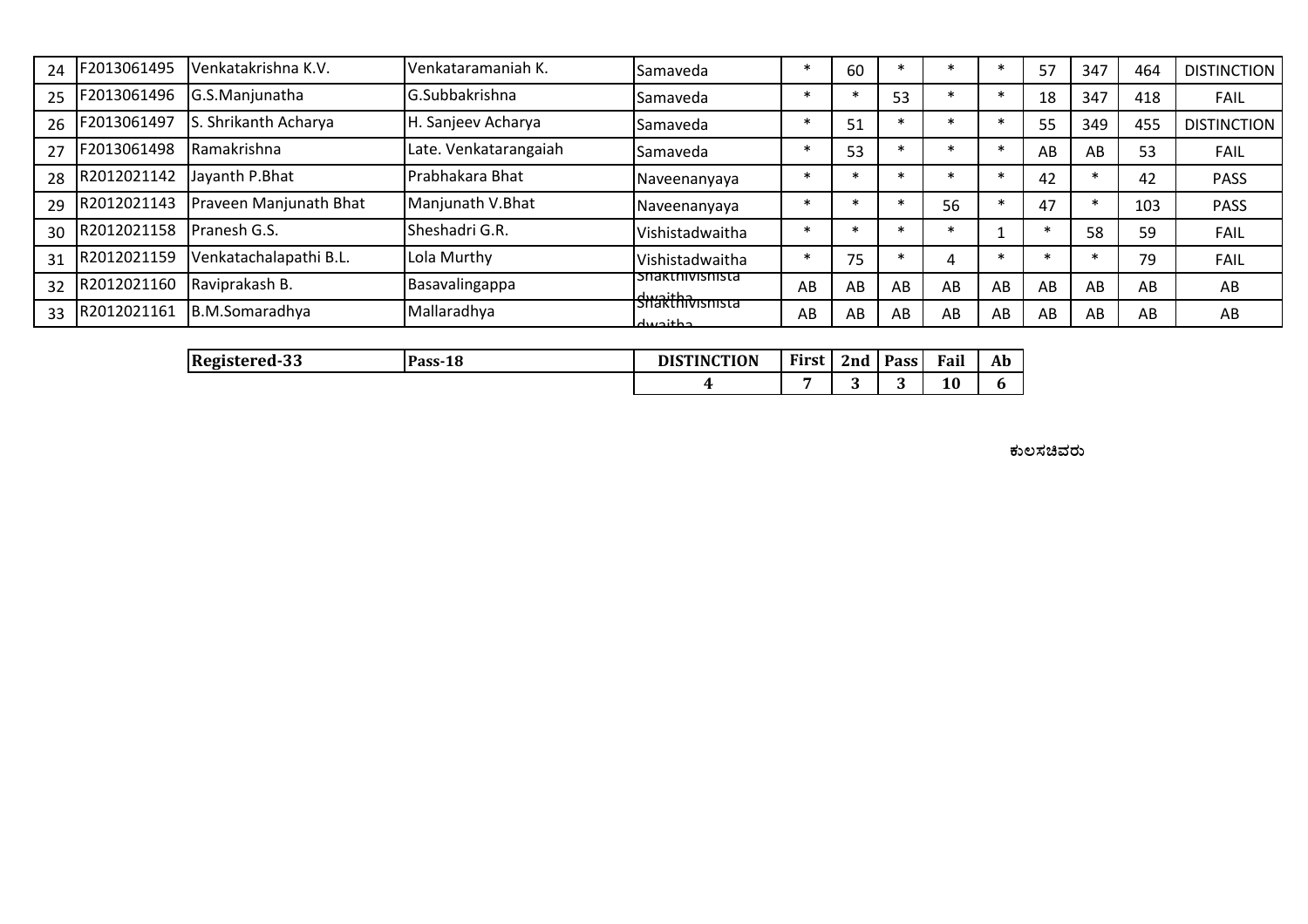| | | | | | | | | | | | | | |
|---|---|---|---|---|---|---|---|---|---|---|---|---|---|
| 24 | F2013061495 | Venkatakrishna K.V. | Venkataramaniah K. | Samaveda | * | 60 | * | * | * | 57 | 347 | 464 | DISTINCTION |
| 25 | F2013061496 | G.S.Manjunatha | G.Subbakrishna | Samaveda | * | * | 53 | * | * | 18 | 347 | 418 | FAIL |
| 26 | F2013061497 | S. Shrikanth Acharya | H. Sanjeev Acharya | Samaveda | * | 51 | * | * | * | 55 | 349 | 455 | DISTINCTION |
| 27 | F2013061498 | Ramakrishna | Late. Venkatarangaiah | Samaveda | * | 53 | * | * | * | AB | AB | 53 | FAIL |
| 28 | R2012021142 | Jayanth P.Bhat | Prabhakara Bhat | Naveenanyaya | * | * | * | * | * | 42 | * | 42 | PASS |
| 29 | R2012021143 | Praveen Manjunath Bhat | Manjunath V.Bhat | Naveenanyaya | * | * | * | 56 | * | 47 | * | 103 | PASS |
| 30 | R2012021158 | Pranesh G.S. | Sheshadri G.R. | Vishistadwaitha | * | * | * | * | 1 | * | 58 | 59 | FAIL |
| 31 | R2012021159 | Venkatachalapathi B.L. | Lola Murthy | Vishistadwaitha | * | 75 | * | 4 | * | * | * | 79 | FAIL |
| 32 | R2012021160 | Raviprakash B. | Basavalingappa | Shakthivishista dwaitha | AB | AB | AB | AB | AB | AB | AB | AB | AB |
| 33 | R2012021161 | B.M.Somaradhya | Mallaradhya | Shakthivishista dwaitha | AB | AB | AB | AB | AB | AB | AB | AB | AB |

| Registered-33 | Pass-18 | DISTINCTION | First | 2nd | Pass | Fail | Ab |
|---|---|---|---|---|---|---|---|
| | | 4 | 7 | 3 | 3 | 10 | 6 |

ಕುಲಸಚಿವರು